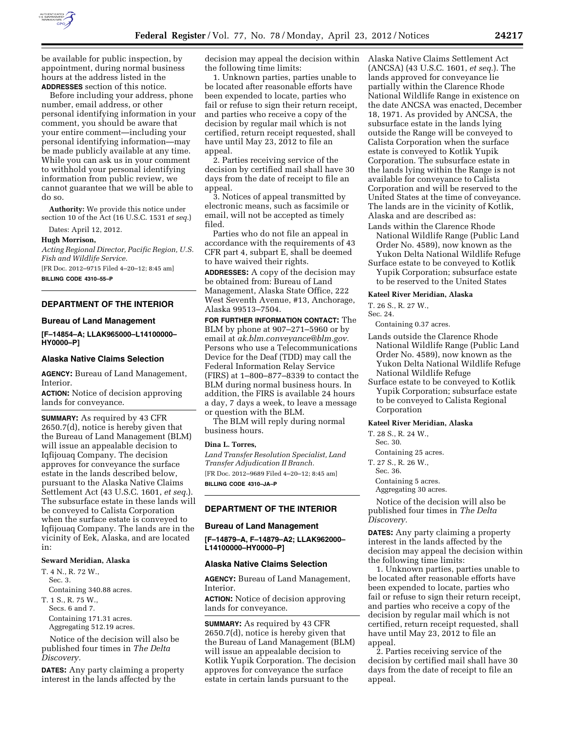be available for public inspection, by appointment, during normal business hours at the address listed in the **ADDRESSES** section of this notice.

Before including your address, phone number, email address, or other personal identifying information in your comment, you should be aware that your entire comment—including your personal identifying information—may be made publicly available at any time. While you can ask us in your comment to withhold your personal identifying information from public review, we cannot guarantee that we will be able to do so.

**Authority:** We provide this notice under section 10 of the Act (16 U.S.C. 1531 *et seq.*)

Dates: April 12, 2012.

**Hugh Morrison,**

*Acting Regional Director, Pacific Region, U.S. Fish and Wildlife Service.*

[FR Doc. 2012–9715 Filed 4–20–12; 8:45 am]

**BILLING CODE 4310–55–P**

---

## DEPARTMENT OF THE INTERIOR

### Bureau of Land Management

**[F–14854–A; LLAK965000–L14100000–HY0000–P]**

### Alaska Native Claims Selection

**AGENCY:** Bureau of Land Management, Interior.

**ACTION:** Notice of decision approving lands for conveyance.

**SUMMARY:** As required by 43 CFR 2650.7(d), notice is hereby given that the Bureau of Land Management (BLM) will issue an appealable decision to Iqfijouaq Company. The decision approves for conveyance the surface estate in the lands described below, pursuant to the Alaska Native Claims Settlement Act (43 U.S.C. 1601, *et seq.*). The subsurface estate in these lands will be conveyed to Calista Corporation when the surface estate is conveyed to Iqfijouaq Company. The lands are in the vicinity of Eek, Alaska, and are located in:

**Seward Meridian, Alaska**

T. 4 N., R. 72 W.,
Sec. 3.
Containing 340.88 acres.

T. 1 S., R. 75 W.,
Secs. 6 and 7.
Containing 171.31 acres.
Aggregating 512.19 acres.

Notice of the decision will also be published four times in *The Delta Discovery.*

**DATES:** Any party claiming a property interest in the lands affected by the decision may appeal the decision within the following time limits:

1. Unknown parties, parties unable to be located after reasonable efforts have been expended to locate, parties who fail or refuse to sign their return receipt, and parties who receive a copy of the decision by regular mail which is not certified, return receipt requested, shall have until May 23, 2012 to file an appeal.

2. Parties receiving service of the decision by certified mail shall have 30 days from the date of receipt to file an appeal.

3. Notices of appeal transmitted by electronic means, such as facsimile or email, will not be accepted as timely filed.

Parties who do not file an appeal in accordance with the requirements of 43 CFR part 4, subpart E, shall be deemed to have waived their rights.

**ADDRESSES:** A copy of the decision may be obtained from: Bureau of Land Management, Alaska State Office, 222 West Seventh Avenue, #13, Anchorage, Alaska 99513–7504.

**FOR FURTHER INFORMATION CONTACT:** The BLM by phone at 907–271–5960 or by email at *ak.blm.conveyance@blm.gov.* Persons who use a Telecommunications Device for the Deaf (TDD) may call the Federal Information Relay Service (FIRS) at 1–800–877–8339 to contact the BLM during normal business hours. In addition, the FIRS is available 24 hours a day, 7 days a week, to leave a message or question with the BLM.

The BLM will reply during normal business hours.

**Dina L. Torres,**

*Land Transfer Resolution Specialist, Land Transfer Adjudication II Branch.*

[FR Doc. 2012–9689 Filed 4–20–12; 8:45 am]

**BILLING CODE 4310–JA–P**

---

## DEPARTMENT OF THE INTERIOR

### Bureau of Land Management

**[F–14879–A, F–14879–A2; LLAK962000–L14100000–HY0000–P]**

### Alaska Native Claims Selection

**AGENCY:** Bureau of Land Management, Interior.

**ACTION:** Notice of decision approving lands for conveyance.

**SUMMARY:** As required by 43 CFR 2650.7(d), notice is hereby given that the Bureau of Land Management (BLM) will issue an appealable decision to Kotlik Yupik Corporation. The decision approves for conveyance the surface estate in certain lands pursuant to the Alaska Native Claims Settlement Act (ANCSA) (43 U.S.C. 1601, *et seq.*). The lands approved for conveyance lie partially within the Clarence Rhode National Wildlife Range in existence on the date ANCSA was enacted, December 18, 1971. As provided by ANCSA, the subsurface estate in the lands lying outside the Range will be conveyed to Calista Corporation when the surface estate is conveyed to Kotlik Yupik Corporation. The subsurface estate in the lands lying within the Range is not available for conveyance to Calista Corporation and will be reserved to the United States at the time of conveyance. The lands are in the vicinity of Kotlik, Alaska and are described as:

Lands within the Clarence Rhode National Wildlife Range (Public Land Order No. 4589), now known as the Yukon Delta National Wildlife Refuge

Surface estate to be conveyed to Kotlik Yupik Corporation; subsurface estate to be reserved to the United States

**Kateel River Meridian, Alaska**

T. 26 S., R. 27 W.,
Sec. 24.
Containing 0.37 acres.

Lands outside the Clarence Rhode National Wildlife Range (Public Land Order No. 4589), now known as the Yukon Delta National Wildlife Refuge National Wildlife Refuge

Surface estate to be conveyed to Kotlik Yupik Corporation; subsurface estate to be conveyed to Calista Regional Corporation

**Kateel River Meridian, Alaska**

T. 28 S., R. 24 W.,
Sec. 30.
Containing 25 acres.

T. 27 S., R. 26 W.,
Sec. 36.
Containing 5 acres.
Aggregating 30 acres.

Notice of the decision will also be published four times in *The Delta Discovery.*

**DATES:** Any party claiming a property interest in the lands affected by the decision may appeal the decision within the following time limits:

1. Unknown parties, parties unable to be located after reasonable efforts have been expended to locate, parties who fail or refuse to sign their return receipt, and parties who receive a copy of the decision by regular mail which is not certified, return receipt requested, shall have until May 23, 2012 to file an appeal.

2. Parties receiving service of the decision by certified mail shall have 30 days from the date of receipt to file an appeal.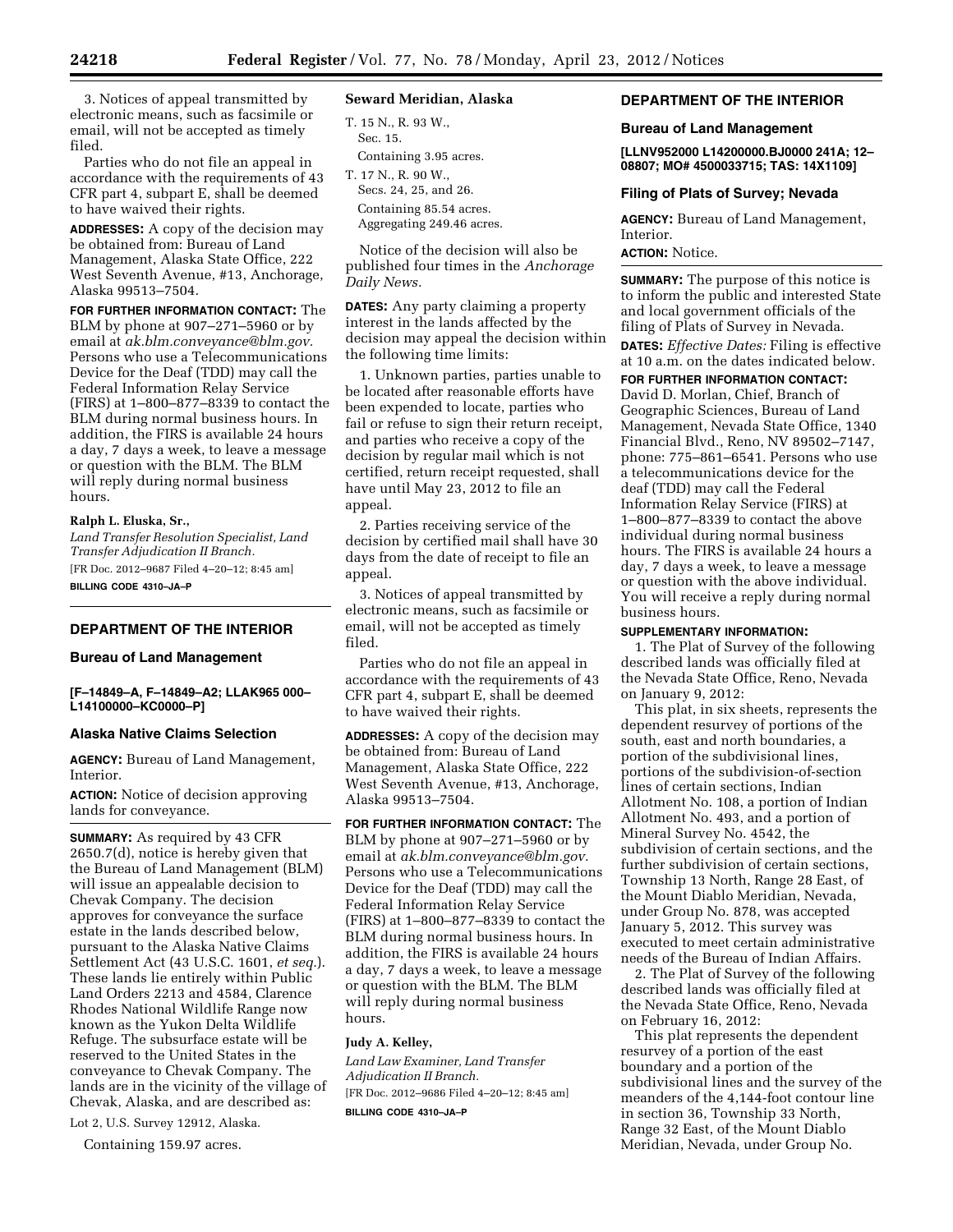3. Notices of appeal transmitted by electronic means, such as facsimile or email, will not be accepted as timely filed.

Parties who do not file an appeal in accordance with the requirements of 43 CFR part 4, subpart E, shall be deemed to have waived their rights.

**ADDRESSES:** A copy of the decision may be obtained from: Bureau of Land Management, Alaska State Office, 222 West Seventh Avenue, #13, Anchorage, Alaska 99513–7504.

**FOR FURTHER INFORMATION CONTACT:** The BLM by phone at 907–271–5960 or by email at *ak.blm.conveyance@blm.gov.* Persons who use a Telecommunications Device for the Deaf (TDD) may call the Federal Information Relay Service (FIRS) at 1–800–877–8339 to contact the BLM during normal business hours. In addition, the FIRS is available 24 hours a day, 7 days a week, to leave a message or question with the BLM. The BLM will reply during normal business hours.

**Ralph L. Eluska, Sr.,**

*Land Transfer Resolution Specialist, Land Transfer Adjudication II Branch.*

[FR Doc. 2012–9687 Filed 4–20–12; 8:45 am]

**BILLING CODE 4310–JA–P**

---

## DEPARTMENT OF THE INTERIOR

### Bureau of Land Management

**[F–14849–A, F–14849–A2; LLAK965 000–L14100000–KC0000–P]**

### Alaska Native Claims Selection

**AGENCY:** Bureau of Land Management, Interior.

**ACTION:** Notice of decision approving lands for conveyance.

**SUMMARY:** As required by 43 CFR 2650.7(d), notice is hereby given that the Bureau of Land Management (BLM) will issue an appealable decision to Chevak Company. The decision approves for conveyance the surface estate in the lands described below, pursuant to the Alaska Native Claims Settlement Act (43 U.S.C. 1601, *et seq.*). These lands lie entirely within Public Land Orders 2213 and 4584, Clarence Rhodes National Wildlife Range now known as the Yukon Delta Wildlife Refuge. The subsurface estate will be reserved to the United States in the conveyance to Chevak Company. The lands are in the vicinity of the village of Chevak, Alaska, and are described as:

Lot 2, U.S. Survey 12912, Alaska.

Containing 159.97 acres.

**Seward Meridian, Alaska**

T. 15 N., R. 93 W.,
Sec. 15.
Containing 3.95 acres.
T. 17 N., R. 90 W.,
Secs. 24, 25, and 26.
Containing 85.54 acres.
Aggregating 249.46 acres.

Notice of the decision will also be published four times in the *Anchorage Daily News.*

**DATES:** Any party claiming a property interest in the lands affected by the decision may appeal the decision within the following time limits:

1. Unknown parties, parties unable to be located after reasonable efforts have been expended to locate, parties who fail or refuse to sign their return receipt, and parties who receive a copy of the decision by regular mail which is not certified, return receipt requested, shall have until May 23, 2012 to file an appeal.

2. Parties receiving service of the decision by certified mail shall have 30 days from the date of receipt to file an appeal.

3. Notices of appeal transmitted by electronic means, such as facsimile or email, will not be accepted as timely filed.

Parties who do not file an appeal in accordance with the requirements of 43 CFR part 4, subpart E, shall be deemed to have waived their rights.

**ADDRESSES:** A copy of the decision may be obtained from: Bureau of Land Management, Alaska State Office, 222 West Seventh Avenue, #13, Anchorage, Alaska 99513–7504.

**FOR FURTHER INFORMATION CONTACT:** The BLM by phone at 907–271–5960 or by email at *ak.blm.conveyance@blm.gov.* Persons who use a Telecommunications Device for the Deaf (TDD) may call the Federal Information Relay Service (FIRS) at 1–800–877–8339 to contact the BLM during normal business hours. In addition, the FIRS is available 24 hours a day, 7 days a week, to leave a message or question with the BLM. The BLM will reply during normal business hours.

**Judy A. Kelley,**

*Land Law Examiner, Land Transfer Adjudication II Branch.*

[FR Doc. 2012–9686 Filed 4–20–12; 8:45 am]

**BILLING CODE 4310–JA–P**

---

## DEPARTMENT OF THE INTERIOR

### Bureau of Land Management

**[LLNV952000 L14200000.BJ0000 241A; 12–08807; MO# 4500033715; TAS: 14X1109]**

### Filing of Plats of Survey; Nevada

**AGENCY:** Bureau of Land Management, Interior.

**ACTION:** Notice.

**SUMMARY:** The purpose of this notice is to inform the public and interested State and local government officials of the filing of Plats of Survey in Nevada.

**DATES:** *Effective Dates:* Filing is effective at 10 a.m. on the dates indicated below.

**FOR FURTHER INFORMATION CONTACT:** David D. Morlan, Chief, Branch of Geographic Sciences, Bureau of Land Management, Nevada State Office, 1340 Financial Blvd., Reno, NV 89502–7147, phone: 775–861–6541. Persons who use a telecommunications device for the deaf (TDD) may call the Federal Information Relay Service (FIRS) at 1–800–877–8339 to contact the above individual during normal business hours. The FIRS is available 24 hours a day, 7 days a week, to leave a message or question with the above individual. You will receive a reply during normal business hours.

**SUPPLEMENTARY INFORMATION:**

1. The Plat of Survey of the following described lands was officially filed at the Nevada State Office, Reno, Nevada on January 9, 2012:

This plat, in six sheets, represents the dependent resurvey of portions of the south, east and north boundaries, a portion of the subdivisional lines, portions of the subdivision-of-section lines of certain sections, Indian Allotment No. 108, a portion of Indian Allotment No. 493, and a portion of Mineral Survey No. 4542, the subdivision of certain sections, and the further subdivision of certain sections, Township 13 North, Range 28 East, of the Mount Diablo Meridian, Nevada, under Group No. 878, was accepted January 5, 2012. This survey was executed to meet certain administrative needs of the Bureau of Indian Affairs.

2. The Plat of Survey of the following described lands was officially filed at the Nevada State Office, Reno, Nevada on February 16, 2012:

This plat represents the dependent resurvey of a portion of the east boundary and a portion of the subdivisional lines and the survey of the meanders of the 4,144-foot contour line in section 36, Township 33 North, Range 32 East, of the Mount Diablo Meridian, Nevada, under Group No.